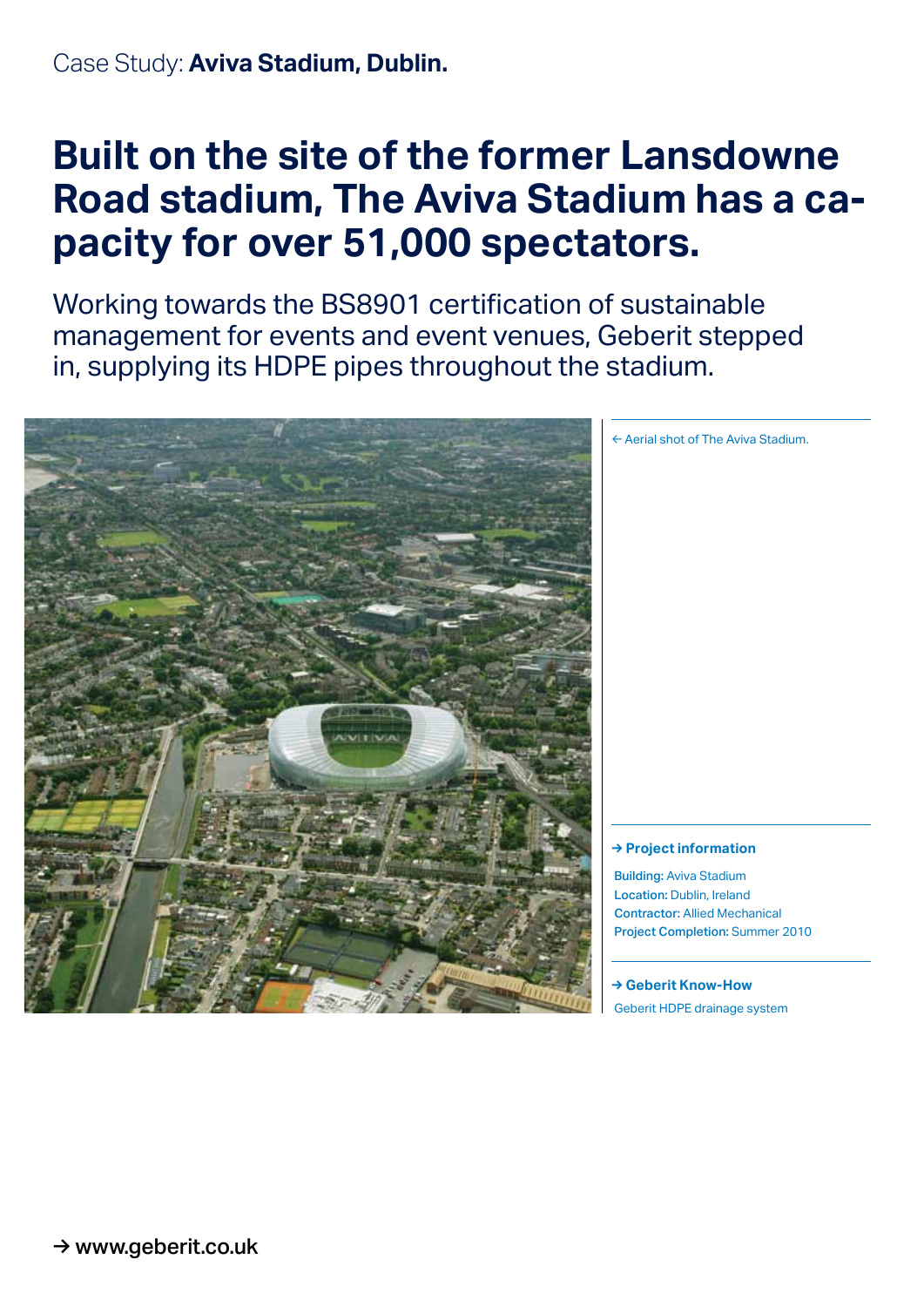Case Study: **Aviva Stadium, Dublin.**

# Built on the site of the former Lansdowne Road stadium, The Aviva Stadium has a capacity for over 51,000 spectators.

Working towards the BS8901 certification of sustainable management for events and event venues, Geberit stepped in, supplying its HDPE pipes throughout the stadium.

← Aerial shot of The Aviva Stadium.

**→ Project information**

**Building:** Aviva Stadium
**Location:** Dublin, Ireland
**Contractor:** Allied Mechanical
**Project Completion:** Summer 2010

**→ Geberit Know-How**

Geberit HDPE drainage system

→ www.geberit.co.uk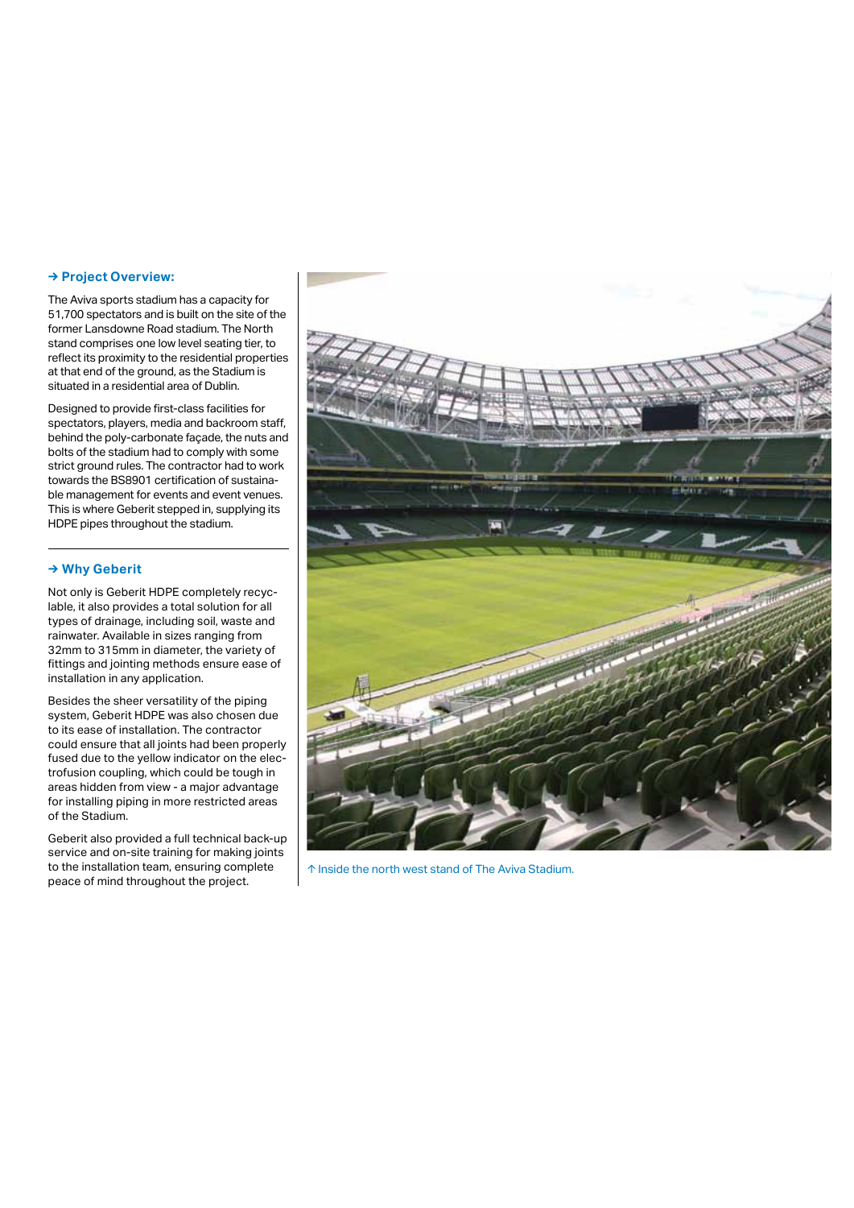## → Project Overview:

The Aviva sports stadium has a capacity for 51,700 spectators and is built on the site of the former Lansdowne Road stadium. The North stand comprises one low level seating tier, to reflect its proximity to the residential properties at that end of the ground, as the Stadium is situated in a residential area of Dublin.

Designed to provide first-class facilities for spectators, players, media and backroom staff, behind the poly-carbonate façade, the nuts and bolts of the stadium had to comply with some strict ground rules. The contractor had to work towards the BS8901 certification of sustainable management for events and event venues. This is where Geberit stepped in, supplying its HDPE pipes throughout the stadium.

## → Why Geberit

Not only is Geberit HDPE completely recyclable, it also provides a total solution for all types of drainage, including soil, waste and rainwater. Available in sizes ranging from 32mm to 315mm in diameter, the variety of fittings and jointing methods ensure ease of installation in any application.

Besides the sheer versatility of the piping system, Geberit HDPE was also chosen due to its ease of installation. The contractor could ensure that all joints had been properly fused due to the yellow indicator on the electrofusion coupling, which could be tough in areas hidden from view - a major advantage for installing piping in more restricted areas of the Stadium.

Geberit also provided a full technical back-up service and on-site training for making joints to the installation team, ensuring complete peace of mind throughout the project.

↑ Inside the north west stand of The Aviva Stadium.